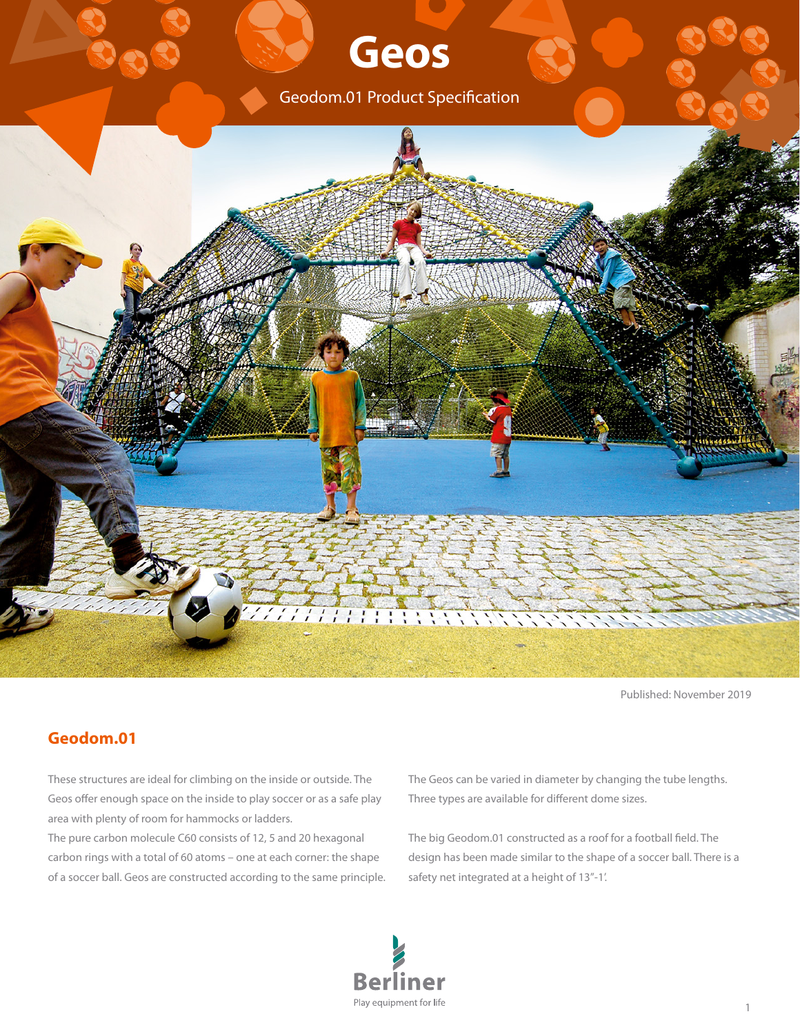# Geos

Geodom.01 Product Specification

Published: November 2019

## Geodom.01

These structures are ideal for climbing on the inside or outside. The Geos offer enough space on the inside to play soccer or as a safe play area with plenty of room for hammocks or ladders.

The pure carbon molecule C60 consists of 12, 5 and 20 hexagonal carbon rings with a total of 60 atoms – one at each corner: the shape of a soccer ball. Geos are constructed according to the same principle.

The Geos can be varied in diameter by changing the tube lengths. Three types are available for different dome sizes.

The big Geodom.01 constructed as a roof for a football field. The design has been made similar to the shape of a soccer ball. There is a safety net integrated at a height of 13"-1'.

Berliner

Play equipment for life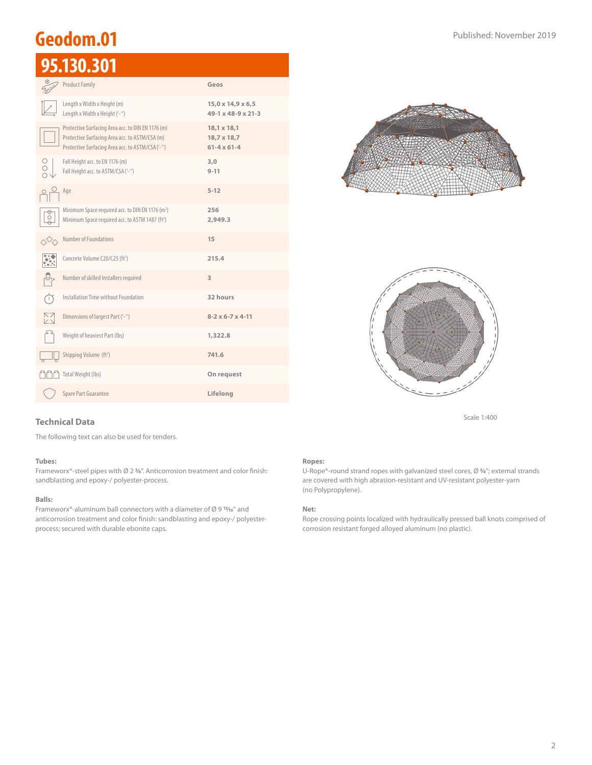# Geodom.01

Published: November 2019

## 95.130.301

| | |
|---|---|
| Product Family | Geos |
| Length x Width x Height (m)<br>Length x Width x Height ('-") | 15,0 x 14,9 x 6,5<br>49-1 x 48-9 x 21-3 |
| Protective Surfacing Area acc. to DIN EN 1176 (m)<br>Protective Surfacing Area acc. to ASTM/CSA (m)<br>Protective Surfacing Area acc. to ASTM/CSA ('-") | 18,1 x 18,1<br>18,7 x 18,7<br>61-4 x 61-4 |
| Fall Height acc. to EN 1176 (m)<br>Fall Height acc. to ASTM/CSA ('-") | 3,0<br>9-11 |
| Age | 5-12 |
| Minimum Space required acc. to DIN EN 1176 (m²)<br>Minimum Space required acc. to ASTM 1487 (ft²) | 256<br>2,949.3 |
| Number of Foundations | 15 |
| Concrete Volume C20/C25 (ft³) | 215.4 |
| Number of skilled Installers required | 3 |
| Installation Time without Foundation | 32 hours |
| Dimensions of largest Part ('-") | 8-2 x 6-7 x 4-11 |
| Weight of heaviest Part (lbs) | 1,322.8 |
| Shipping Volume (ft³) | 741.6 |
| Total Weight (lbs) | On request |
| Spare Part Guarantee | Lifelong |

Scale 1:400

### Technical Data

The following text can also be used for tenders.

**Tubes:**
Frameworx®-steel pipes with Ø 2 ⅜". Anticorrosion treatment and color finish: sandblasting and epoxy-/ polyester-process.

**Balls:**
Frameworx®-aluminum ball connectors with a diameter of Ø 9 ¹³⁄₁₆" and anticorrosion treatment and color finish: sandblasting and epoxy-/ polyester-process; secured with durable ebonite caps.

**Ropes:**
U-Rope®-round strand ropes with galvanized steel cores, Ø ⅝"; external strands are covered with high abrasion-resistant and UV-resistant polyester-yarn (no Polypropylene).

**Net:**
Rope crossing points localized with hydraulically pressed ball knots comprised of corrosion resistant forged alloyed aluminum (no plastic).